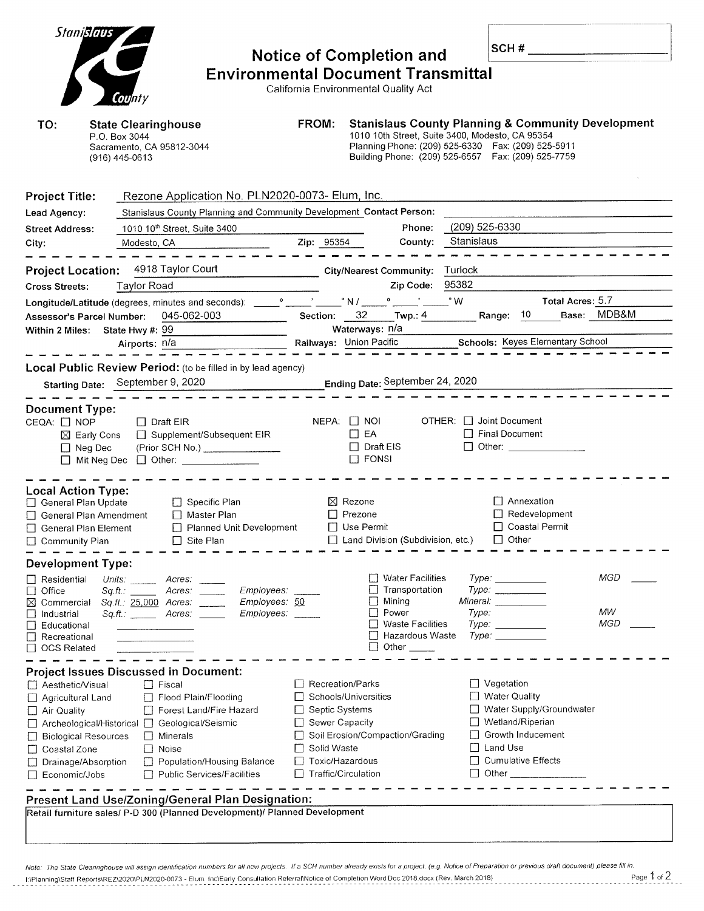# Notice of Completion and Environmental Document Transmittal

California Environmental Quality Act

SCH # ____________

**TO:** **State Clearinghouse**
P.O. Box 3044
Sacramento, CA 95812-3044
(916) 445-0613

**FROM:** **Stanislaus County Planning & Community Development**
1010 10th Street, Suite 3400, Modesto, CA 95354
Planning Phone: (209) 525-6330 Fax: (209) 525-5911
Building Phone: (209) 525-6557 Fax: (209) 525-7759

**Project Title:** Rezone Application No. PLN2020-0073- Elum, Inc.

**Lead Agency:** Stanislaus County Planning and Community Development **Contact Person:**

**Street Address:** 1010 10th Street, Suite 3400 **Phone:** (209) 525-6330

**City:** Modesto, CA **Zip:** 95354 **County:** Stanislaus

---

**Project Location:** 4918 Taylor Court **City/Nearest Community:** Turlock

**Cross Streets:** Taylor Road **Zip Code:** 95382

**Longitude/Latitude** (degrees, minutes and seconds): ____° ____' ____" N / ____° ____' ____" W **Total Acres:** 5.7

**Assessor's Parcel Number:** 045-062-003 **Section:** 32 **Twp.:** 4 **Range:** 10 **Base:** MDB&M

**Within 2 Miles:** State Hwy #: 99 Waterways: n/a

Airports: n/a Railways: Union Pacific Schools: Keyes Elementary School

---

**Local Public Review Period:** (to be filled in by lead agency)

Starting Date: September 9, 2020 Ending Date: September 24, 2020

---

**Document Type:**

CEQA:
- ☐ NOP
- ☒ Early Cons
- ☐ Neg Dec
- ☐ Mit Neg Dec
- ☐ Draft EIR
- ☐ Supplement/Subsequent EIR (Prior SCH No.) ____________
- ☐ Other: ____________

NEPA:
- ☐ NOI
- ☐ EA
- ☐ Draft EIS
- ☐ FONSI

OTHER:
- ☐ Joint Document
- ☐ Final Document
- ☐ Other: ____________

---

**Local Action Type:**

- ☐ General Plan Update
- ☐ General Plan Amendment
- ☐ General Plan Element
- ☐ Community Plan
- ☐ Specific Plan
- ☐ Master Plan
- ☐ Planned Unit Development
- ☐ Site Plan
- ☒ Rezone
- ☐ Prezone
- ☐ Use Permit
- ☐ Land Division (Subdivision, etc.)
- ☐ Annexation
- ☐ Redevelopment
- ☐ Coastal Permit
- ☐ Other

---

**Development Type:**

- ☐ Residential *Units:* ____ *Acres:* ____
- ☐ Office *Sq.ft.:* ____ *Acres:* ____ *Employees:* ____
- ☒ Commercial *Sq.ft.:* 25,000 *Acres:* ____ *Employees:* 50
- ☐ Industrial *Sq.ft.:* ____ *Acres:* ____ *Employees:* ____
- ☐ Educational
- ☐ Recreational
- ☐ OCS Related
- ☐ Water Facilities *Type:* ____ *MGD* ____
- ☐ Transportation *Type:* ____
- ☐ Mining *Mineral:* ____
- ☐ Power *Type:* ____ *MW*
- ☐ Waste Facilities *Type:* ____ *MGD* ____
- ☐ Hazardous Waste *Type:* ____
- ☐ Other ____

---

**Project Issues Discussed in Document:**

- ☐ Aesthetic/Visual
- ☐ Agricultural Land
- ☐ Air Quality
- ☐ Archeological/Historical
- ☐ Biological Resources
- ☐ Coastal Zone
- ☐ Drainage/Absorption
- ☐ Economic/Jobs
- ☐ Fiscal
- ☐ Flood Plain/Flooding
- ☐ Forest Land/Fire Hazard
- ☐ Geological/Seismic
- ☐ Minerals
- ☐ Noise
- ☐ Population/Housing Balance
- ☐ Public Services/Facilities
- ☐ Recreation/Parks
- ☐ Schools/Universities
- ☐ Septic Systems
- ☐ Sewer Capacity
- ☐ Soil Erosion/Compaction/Grading
- ☐ Solid Waste
- ☐ Toxic/Hazardous
- ☐ Traffic/Circulation
- ☐ Vegetation
- ☐ Water Quality
- ☐ Water Supply/Groundwater
- ☐ Wetland/Riperian
- ☐ Growth Inducement
- ☐ Land Use
- ☐ Cumulative Effects
- ☐ Other ____________

---

**Present Land Use/Zoning/General Plan Designation:**

Retail furniture sales/ P-D 300 (Planned Development)/ Planned Development

*Note: The State Clearinghouse will assign identification numbers for all new projects. If a SCH number already exists for a project (e.g. Notice of Preparation or previous draft document) please fill in.*

I:\Planning\Staff Reports\REZ\2020\PLN2020-0073 - Elum, Inc\Early Consultation Referral\Notice of Completion Word Doc 2018.docx (Rev. March 2018)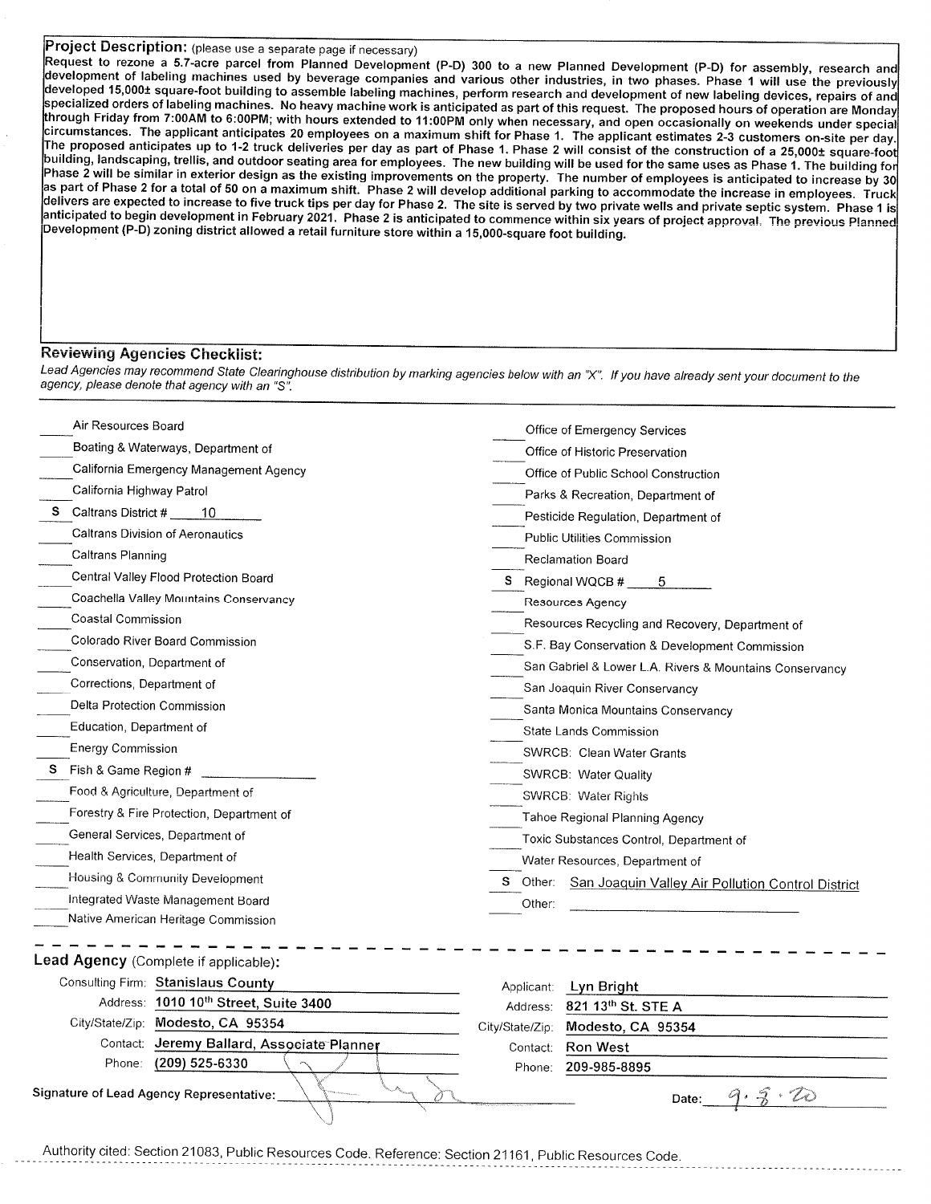**Project Description:** (please use a separate page if necessary)

**Request to rezone a 5.7-acre parcel from Planned Development (P-D) 300 to a new Planned Development (P-D) for assembly, research and development of labeling machines used by beverage companies and various other industries, in two phases. Phase 1 will use the previously developed 15,000± square-foot building to assemble labeling machines, perform research and development of new labeling devices, repairs of and specialized orders of labeling machines. No heavy machine work is anticipated as part of this request. The proposed hours of operation are Monday through Friday from 7:00AM to 6:00PM; with hours extended to 11:00PM only when necessary, and open occasionally on weekends under special circumstances. The applicant anticipates 20 employees on a maximum shift for Phase 1. The applicant estimates 2-3 customers on-site per day. The proposed anticipates up to 1-2 truck deliveries per day as part of Phase 1. Phase 2 will consist of the construction of a 25,000± square-foot building, landscaping, trellis, and outdoor seating area for employees. The new building will be used for the same uses as Phase 1. The building for Phase 2 will be similar in exterior design as the existing improvements on the property. The number of employees is anticipated to increase by 30 as part of Phase 2 for a total of 50 on a maximum shift. Phase 2 will develop additional parking to accommodate the increase in employees. Truck delivers are expected to increase to five truck tips per day for Phase 2. The site is served by two private wells and private septic system. Phase 1 is anticipated to begin development in February 2021. Phase 2 is anticipated to commence within six years of project approval. The previous Planned Development (P-D) zoning district allowed a retail furniture store within a 15,000-square foot building.**

## Reviewing Agencies Checklist:

*Lead Agencies may recommend State Clearinghouse distribution by marking agencies below with an "X". If you have already sent your document to the agency, please denote that agency with an "S".*

- ____ Air Resources Board
- ____ Boating & Waterways, Department of
- ____ California Emergency Management Agency
- ____ California Highway Patrol
- **S** Caltrans District # 10
- ____ Caltrans Division of Aeronautics
- ____ Caltrans Planning
- ____ Central Valley Flood Protection Board
- ____ Coachella Valley Mountains Conservancy
- ____ Coastal Commission
- ____ Colorado River Board Commission
- ____ Conservation, Department of
- ____ Corrections, Department of
- ____ Delta Protection Commission
- ____ Education, Department of
- ____ Energy Commission
- **S** Fish & Game Region # ____
- ____ Food & Agriculture, Department of
- ____ Forestry & Fire Protection, Department of
- ____ General Services, Department of
- ____ Health Services, Department of
- ____ Housing & Community Development
- ____ Integrated Waste Management Board
- ____ Native American Heritage Commission
- ____ Office of Emergency Services
- ____ Office of Historic Preservation
- ____ Office of Public School Construction
- ____ Parks & Recreation, Department of
- ____ Pesticide Regulation, Department of
- ____ Public Utilities Commission
- ____ Reclamation Board
- **S** Regional WQCB # 5
- ____ Resources Agency
- ____ Resources Recycling and Recovery, Department of
- ____ S.F. Bay Conservation & Development Commission
- ____ San Gabriel & Lower L.A. Rivers & Mountains Conservancy
- ____ San Joaquin River Conservancy
- ____ Santa Monica Mountains Conservancy
- ____ State Lands Commission
- ____ SWRCB: Clean Water Grants
- ____ SWRCB: Water Quality
- ____ SWRCB: Water Rights
- ____ Tahoe Regional Planning Agency
- ____ Toxic Substances Control, Department of
- ____ Water Resources, Department of
- **S** Other: San Joaquin Valley Air Pollution Control District
- ____ Other: ____

## Lead Agency (Complete if applicable):

| | | | |
|---|---|---|---|
| Consulting Firm: | **Stanislaus County** | Applicant: | **Lyn Bright** |
| Address: | **1010 10th Street, Suite 3400** | Address: | **821 13th St. STE A** |
| City/State/Zip: | **Modesto, CA 95354** | City/State/Zip: | **Modesto, CA 95354** |
| Contact: | **Jeremy Ballard, Associate Planner** | Contact: | **Ron West** |
| Phone: | **(209) 525-6330** | Phone: | **209-985-8895** |

Signature of Lead Agency Representative: [signature] Date: 9 · 8 · 20

Authority cited: Section 21083, Public Resources Code. Reference: Section 21161, Public Resources Code.